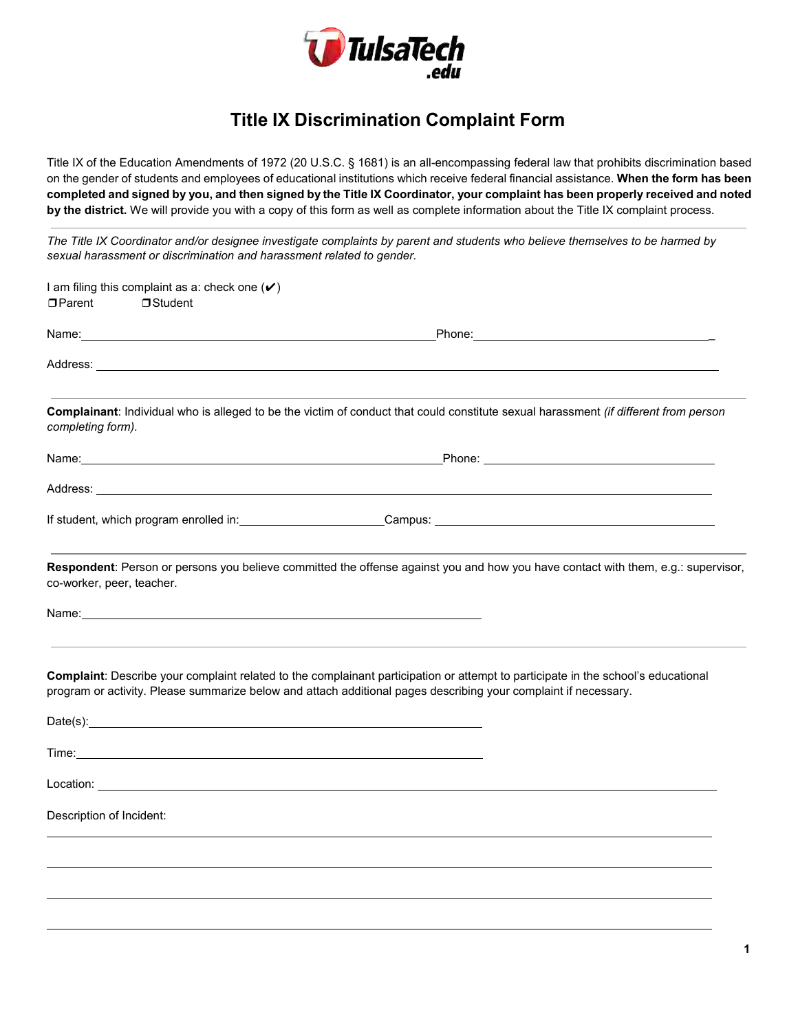TulsaTech .edu

# Title IX Discrimination Complaint Form

Title IX of the Education Amendments of 1972 (20 U.S.C. § 1681) is an all-encompassing federal law that prohibits discrimination based on the gender of students and employees of educational institutions which receive federal financial assistance. **When the form has been completed and signed by you, and then signed by the Title IX Coordinator, your complaint has been properly received and noted by the district.** We will provide you with a copy of this form as well as complete information about the Title IX complaint process.

---

*The Title IX Coordinator and/or designee investigate complaints by parent and students who believe themselves to be harmed by sexual harassment or discrimination and harassment related to gender.*

I am filing this complaint as a: check one (✔)

❒ Parent ❒ Student

Name:_______________________________ Phone:_______________________________

Address: _______________________________

---

**Complainant**: Individual who is alleged to be the victim of conduct that could constitute sexual harassment *(if different from person completing form).*

Name:_______________________________ Phone: _______________________________

Address: _______________________________

If student, which program enrolled in:_______________ Campus: _______________

---

**Respondent**: Person or persons you believe committed the offense against you and how you have contact with them, e.g.: supervisor, co-worker, peer, teacher.

Name:_______________________________

---

**Complaint**: Describe your complaint related to the complainant participation or attempt to participate in the school's educational program or activity. Please summarize below and attach additional pages describing your complaint if necessary.

Date(s):_______________________________

Time:_______________________________

Location: _______________________________

Description of Incident:

_______________________________

_______________________________

_______________________________

_______________________________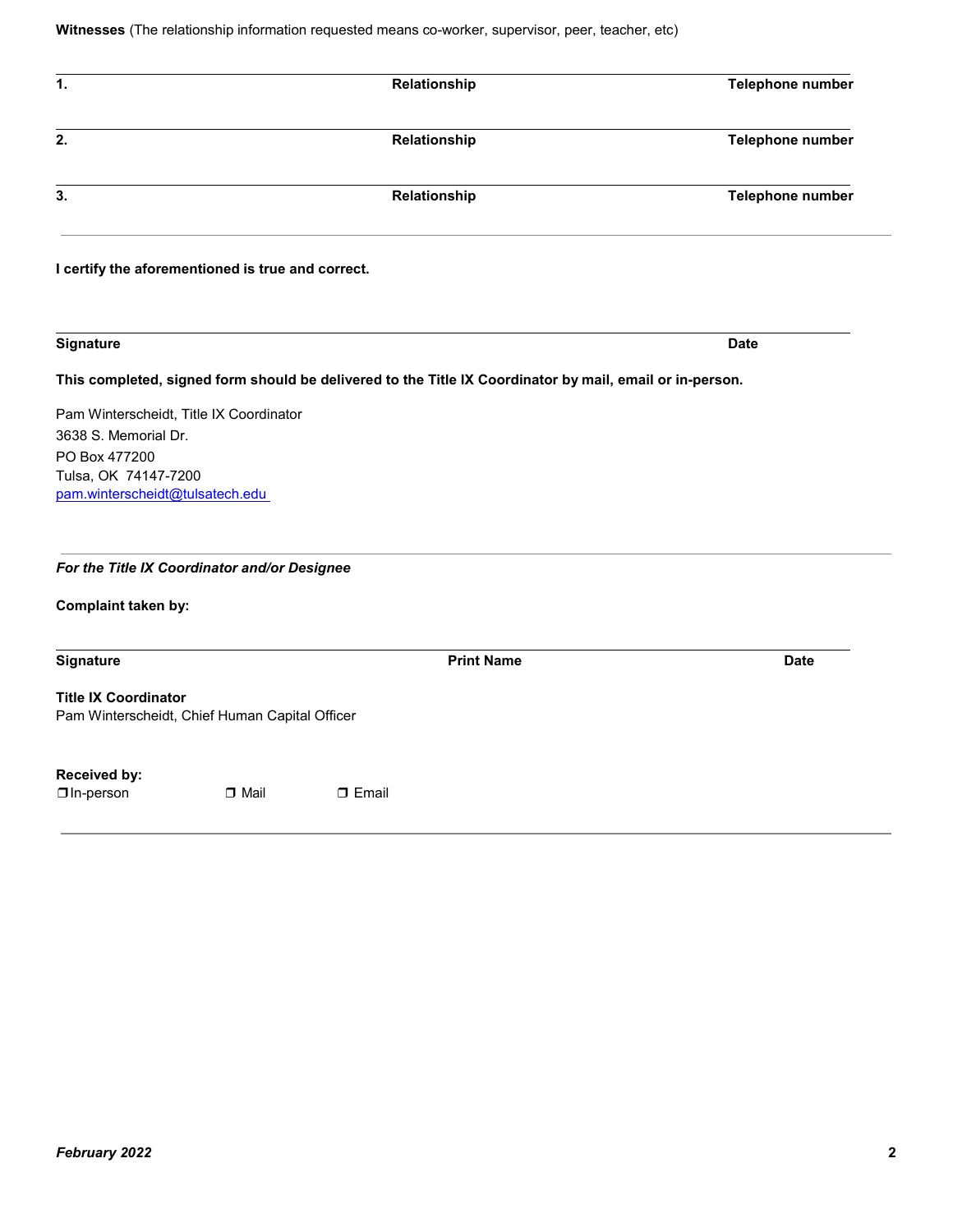**Witnesses** (The relationship information requested means co-worker, supervisor, peer, teacher, etc)

| | | |
|---|---|---|
| **1.** | **Relationship** | **Telephone number** |
| **2.** | **Relationship** | **Telephone number** |
| **3.** | **Relationship** | **Telephone number** |

---

**I certify the aforementioned is true and correct.**

| | |
|---|---|
| **Signature** | **Date** |

**This completed, signed form should be delivered to the Title IX Coordinator by mail, email or in-person.**

Pam Winterscheidt, Title IX Coordinator
3638 S. Memorial Dr.
PO Box 477200
Tulsa, OK 74147-7200
pam.winterscheidt@tulsatech.edu

---

***For the Title IX Coordinator and/or Designee***

**Complaint taken by:**

| | | |
|---|---|---|
| **Signature** | **Print Name** | **Date** |

**Title IX Coordinator**
Pam Winterscheidt, Chief Human Capital Officer

**Received by:**
❒ In-person ❒ Mail ❒ Email

---

***February 2022***